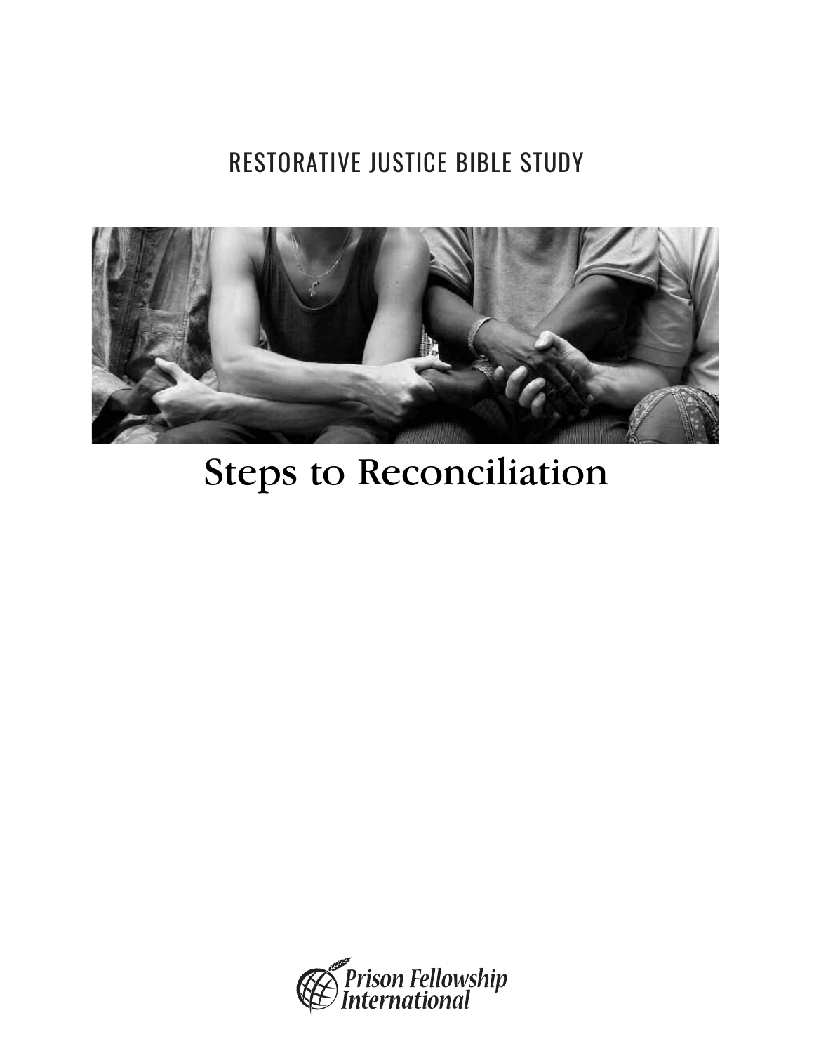RESTORATIVE JUSTICE BIBLE STUDY

# Steps to Reconciliation

Prison Fellowship International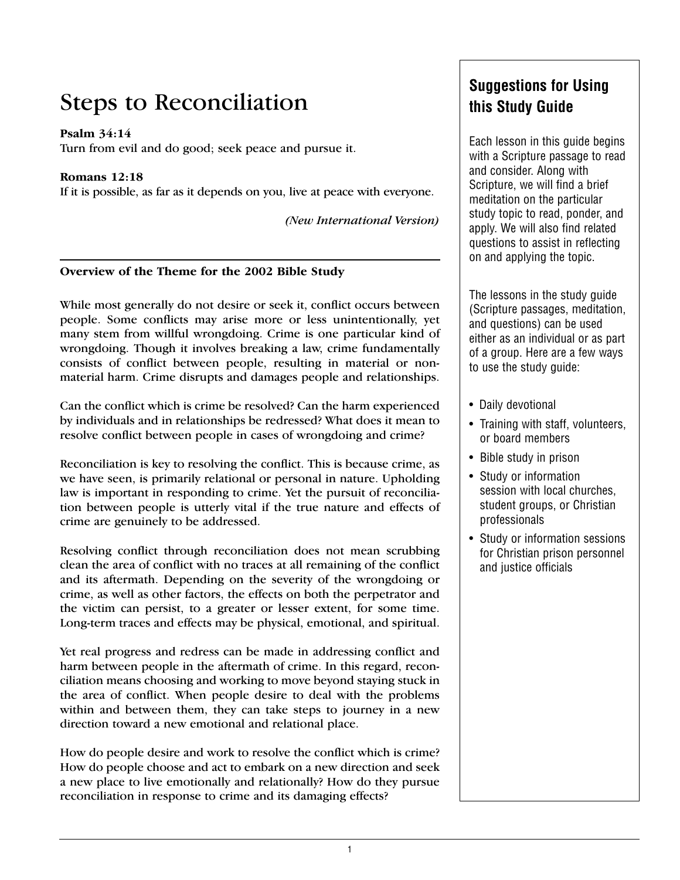# Steps to Reconciliation

**Psalm 34:14**
Turn from evil and do good; seek peace and pursue it.

**Romans 12:18**
If it is possible, as far as it depends on you, live at peace with everyone.

*(New International Version)*

---

**Overview of the Theme for the 2002 Bible Study**

While most generally do not desire or seek it, conflict occurs between people. Some conflicts may arise more or less unintentionally, yet many stem from willful wrongdoing. Crime is one particular kind of wrongdoing. Though it involves breaking a law, crime fundamentally consists of conflict between people, resulting in material or non-material harm. Crime disrupts and damages people and relationships.

Can the conflict which is crime be resolved? Can the harm experienced by individuals and in relationships be redressed? What does it mean to resolve conflict between people in cases of wrongdoing and crime?

Reconciliation is key to resolving the conflict. This is because crime, as we have seen, is primarily relational or personal in nature. Upholding law is important in responding to crime. Yet the pursuit of reconciliation between people is utterly vital if the true nature and effects of crime are genuinely to be addressed.

Resolving conflict through reconciliation does not mean scrubbing clean the area of conflict with no traces at all remaining of the conflict and its aftermath. Depending on the severity of the wrongdoing or crime, as well as other factors, the effects on both the perpetrator and the victim can persist, to a greater or lesser extent, for some time. Long-term traces and effects may be physical, emotional, and spiritual.

Yet real progress and redress can be made in addressing conflict and harm between people in the aftermath of crime. In this regard, reconciliation means choosing and working to move beyond staying stuck in the area of conflict. When people desire to deal with the problems within and between them, they can take steps to journey in a new direction toward a new emotional and relational place.

How do people desire and work to resolve the conflict which is crime? How do people choose and act to embark on a new direction and seek a new place to live emotionally and relationally? How do they pursue reconciliation in response to crime and its damaging effects?

## Suggestions for Using this Study Guide

Each lesson in this guide begins with a Scripture passage to read and consider. Along with Scripture, we will find a brief meditation on the particular study topic to read, ponder, and apply. We will also find related questions to assist in reflecting on and applying the topic.

The lessons in the study guide (Scripture passages, meditation, and questions) can be used either as an individual or as part of a group. Here are a few ways to use the study guide:

- Daily devotional
- Training with staff, volunteers, or board members
- Bible study in prison
- Study or information session with local churches, student groups, or Christian professionals
- Study or information sessions for Christian prison personnel and justice officials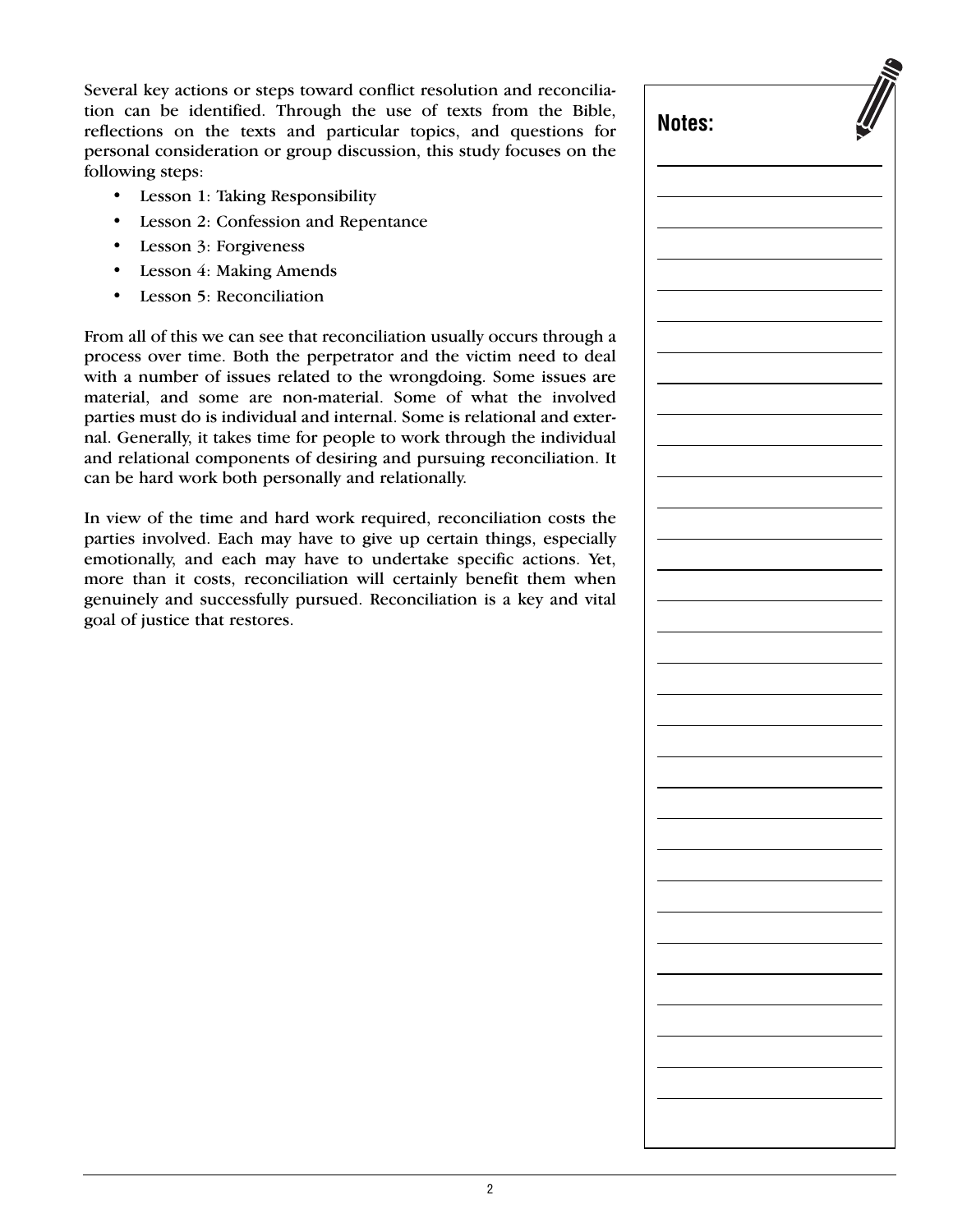Several key actions or steps toward conflict resolution and reconciliation can be identified. Through the use of texts from the Bible, reflections on the texts and particular topics, and questions for personal consideration or group discussion, this study focuses on the following steps:

- Lesson 1: Taking Responsibility
- Lesson 2: Confession and Repentance
- Lesson 3: Forgiveness
- Lesson 4: Making Amends
- Lesson 5: Reconciliation

From all of this we can see that reconciliation usually occurs through a process over time. Both the perpetrator and the victim need to deal with a number of issues related to the wrongdoing. Some issues are material, and some are non-material. Some of what the involved parties must do is individual and internal. Some is relational and external. Generally, it takes time for people to work through the individual and relational components of desiring and pursuing reconciliation. It can be hard work both personally and relationally.

In view of the time and hard work required, reconciliation costs the parties involved. Each may have to give up certain things, especially emotionally, and each may have to undertake specific actions. Yet, more than it costs, reconciliation will certainly benefit them when genuinely and successfully pursued. Reconciliation is a key and vital goal of justice that restores.

**Notes:**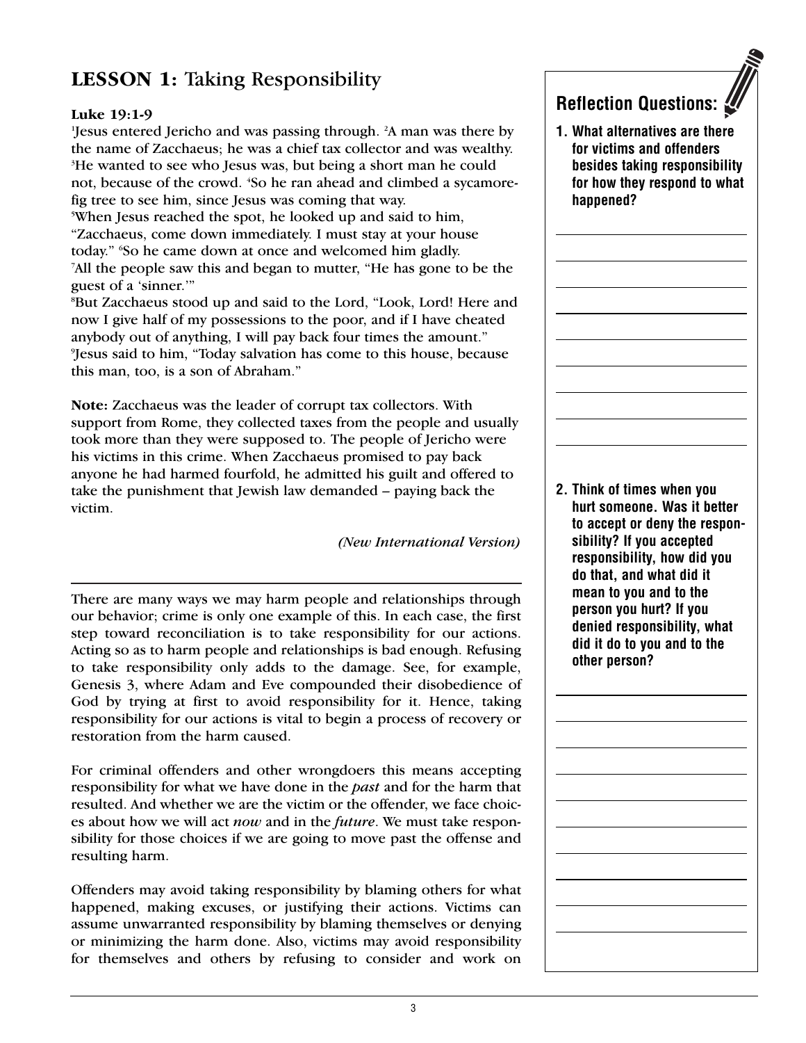## LESSON 1: Taking Responsibility

**Luke 19:1-9**

[1]Jesus entered Jericho and was passing through. [2]A man was there by the name of Zacchaeus; he was a chief tax collector and was wealthy. [3]He wanted to see who Jesus was, but being a short man he could not, because of the crowd. [4]So he ran ahead and climbed a sycamore-fig tree to see him, since Jesus was coming that way.
[5]When Jesus reached the spot, he looked up and said to him, "Zacchaeus, come down immediately. I must stay at your house today." [6]So he came down at once and welcomed him gladly.
[7]All the people saw this and began to mutter, "He has gone to be the guest of a 'sinner.'"
[8]But Zacchaeus stood up and said to the Lord, "Look, Lord! Here and now I give half of my possessions to the poor, and if I have cheated anybody out of anything, I will pay back four times the amount."
[9]Jesus said to him, "Today salvation has come to this house, because this man, too, is a son of Abraham."

**Note:** Zacchaeus was the leader of corrupt tax collectors. With support from Rome, they collected taxes from the people and usually took more than they were supposed to. The people of Jericho were his victims in this crime. When Zacchaeus promised to pay back anyone he had harmed fourfold, he admitted his guilt and offered to take the punishment that Jewish law demanded – paying back the victim.

*(New International Version)*

---

There are many ways we may harm people and relationships through our behavior; crime is only one example of this. In each case, the first step toward reconciliation is to take responsibility for our actions. Acting so as to harm people and relationships is bad enough. Refusing to take responsibility only adds to the damage. See, for example, Genesis 3, where Adam and Eve compounded their disobedience of God by trying at first to avoid responsibility for it. Hence, taking responsibility for our actions is vital to begin a process of recovery or restoration from the harm caused.

For criminal offenders and other wrongdoers this means accepting responsibility for what we have done in the *past* and for the harm that resulted. And whether we are the victim or the offender, we face choices about how we will act *now* and in the *future*. We must take responsibility for those choices if we are going to move past the offense and resulting harm.

Offenders may avoid taking responsibility by blaming others for what happened, making excuses, or justifying their actions. Victims can assume unwarranted responsibility by blaming themselves or denying or minimizing the harm done. Also, victims may avoid responsibility for themselves and others by refusing to consider and work on

### Reflection Questions:

**1. What alternatives are there for victims and offenders besides taking responsibility for how they respond to what happened?**

**2. Think of times when you hurt someone. Was it better to accept or deny the responsibility? If you accepted responsibility, how did you do that, and what did it mean to you and to the person you hurt? If you denied responsibility, what did it do to you and to the other person?**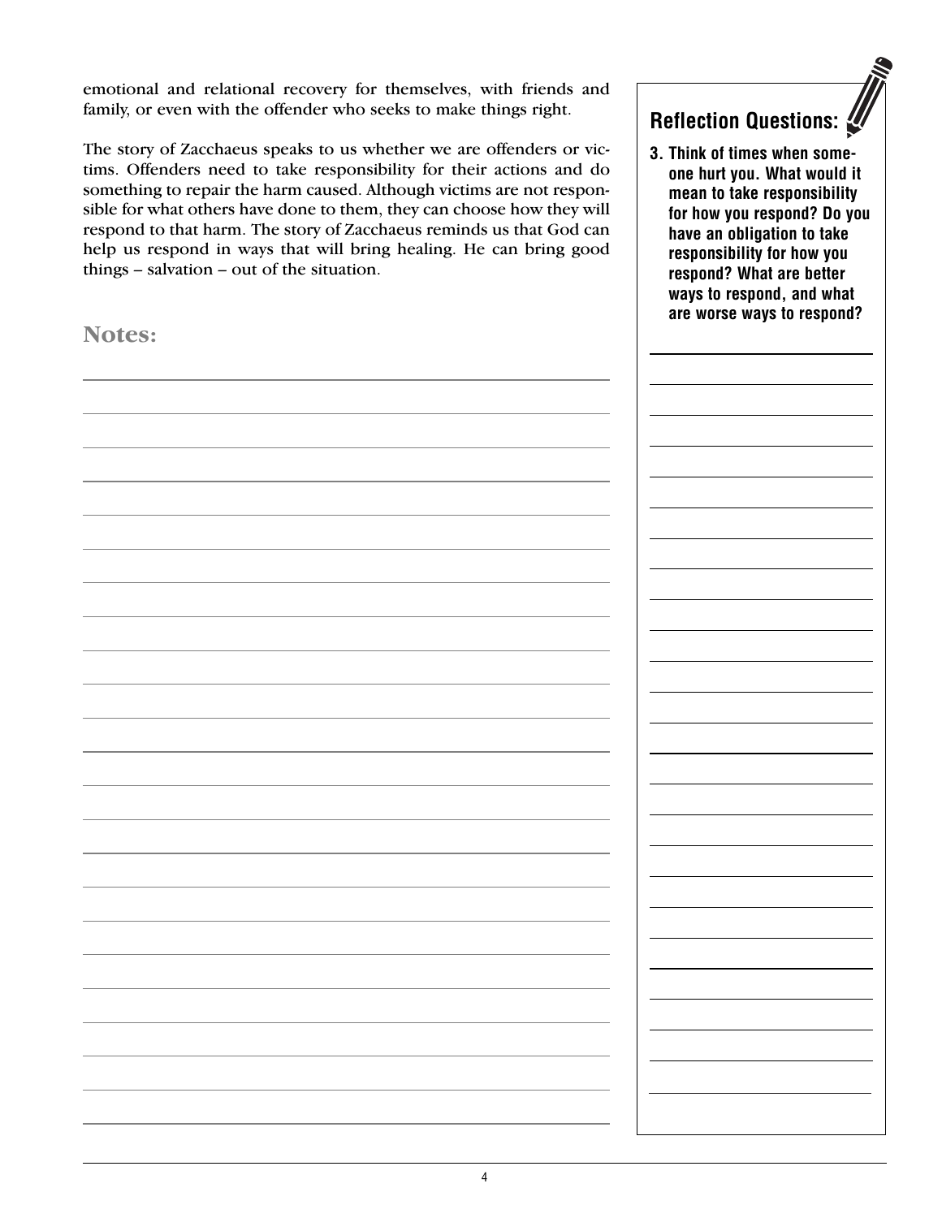emotional and relational recovery for themselves, with friends and family, or even with the offender who seeks to make things right.

The story of Zacchaeus speaks to us whether we are offenders or victims. Offenders need to take responsibility for their actions and do something to repair the harm caused. Although victims are not responsible for what others have done to them, they can choose how they will respond to that harm. The story of Zacchaeus reminds us that God can help us respond in ways that will bring healing. He can bring good things – salvation – out of the situation.

## Notes:

## Reflection Questions:

**3. Think of times when someone hurt you. What would it mean to take responsibility for how you respond? Do you have an obligation to take responsibility for how you respond? What are better ways to respond, and what are worse ways to respond?**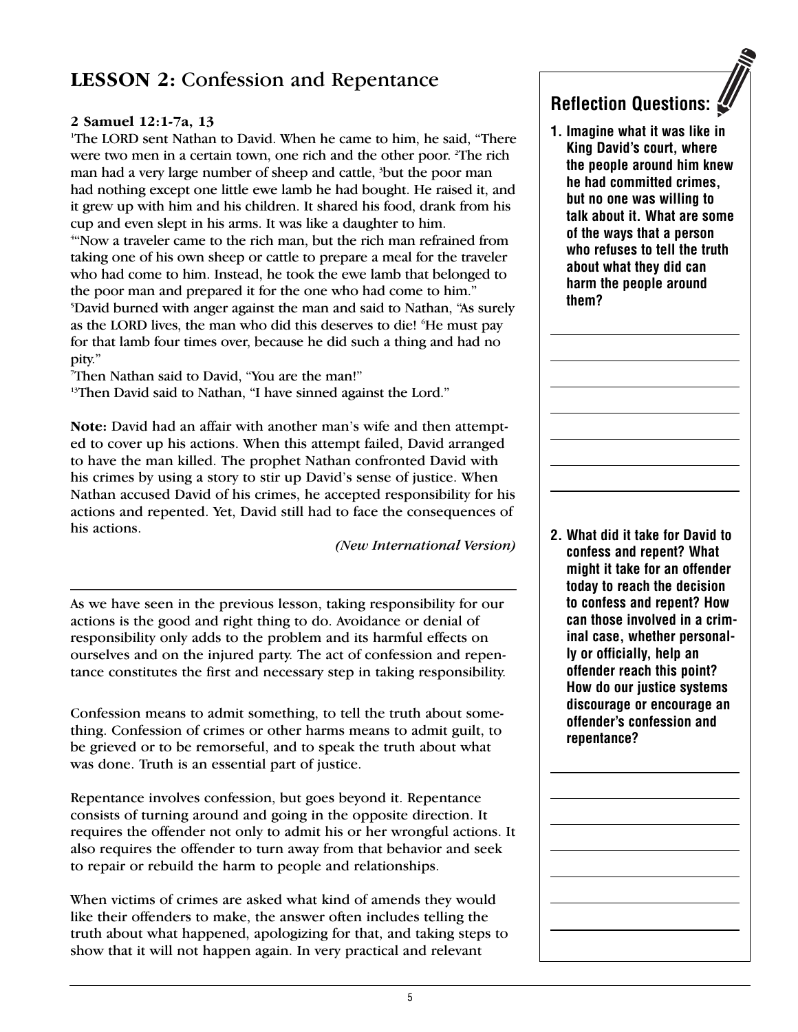## LESSON 2: Confession and Repentance

**2 Samuel 12:1-7a, 13**

[1]The LORD sent Nathan to David. When he came to him, he said, "There were two men in a certain town, one rich and the other poor. [2]The rich man had a very large number of sheep and cattle, [3]but the poor man had nothing except one little ewe lamb he had bought. He raised it, and it grew up with him and his children. It shared his food, drank from his cup and even slept in his arms. It was like a daughter to him.
[4]"Now a traveler came to the rich man, but the rich man refrained from taking one of his own sheep or cattle to prepare a meal for the traveler who had come to him. Instead, he took the ewe lamb that belonged to the poor man and prepared it for the one who had come to him."
[5]David burned with anger against the man and said to Nathan, "As surely as the LORD lives, the man who did this deserves to die! [6]He must pay for that lamb four times over, because he did such a thing and had no pity."
[7]Then Nathan said to David, "You are the man!"
[13]Then David said to Nathan, "I have sinned against the Lord."

**Note:** David had an affair with another man's wife and then attempted to cover up his actions. When this attempt failed, David arranged to have the man killed. The prophet Nathan confronted David with his crimes by using a story to stir up David's sense of justice. When Nathan accused David of his crimes, he accepted responsibility for his actions and repented. Yet, David still had to face the consequences of his actions.

*(New International Version)*

---

As we have seen in the previous lesson, taking responsibility for our actions is the good and right thing to do. Avoidance or denial of responsibility only adds to the problem and its harmful effects on ourselves and on the injured party. The act of confession and repentance constitutes the first and necessary step in taking responsibility.

Confession means to admit something, to tell the truth about something. Confession of crimes or other harms means to admit guilt, to be grieved or to be remorseful, and to speak the truth about what was done. Truth is an essential part of justice.

Repentance involves confession, but goes beyond it. Repentance consists of turning around and going in the opposite direction. It requires the offender not only to admit his or her wrongful actions. It also requires the offender to turn away from that behavior and seek to repair or rebuild the harm to people and relationships.

When victims of crimes are asked what kind of amends they would like their offenders to make, the answer often includes telling the truth about what happened, apologizing for that, and taking steps to show that it will not happen again. In very practical and relevant

### Reflection Questions:

1. **Imagine what it was like in King David's court, where the people around him knew he had committed crimes, but no one was willing to talk about it. What are some of the ways that a person who refuses to tell the truth about what they did can harm the people around them?**

______________________________
______________________________
______________________________
______________________________
______________________________
______________________________
______________________________

2. **What did it take for David to confess and repent? What might it take for an offender today to reach the decision to confess and repent? How can those involved in a criminal case, whether personally or officially, help an offender reach this point? How do our justice systems discourage or encourage an offender's confession and repentance?**

______________________________
______________________________
______________________________
______________________________
______________________________
______________________________
______________________________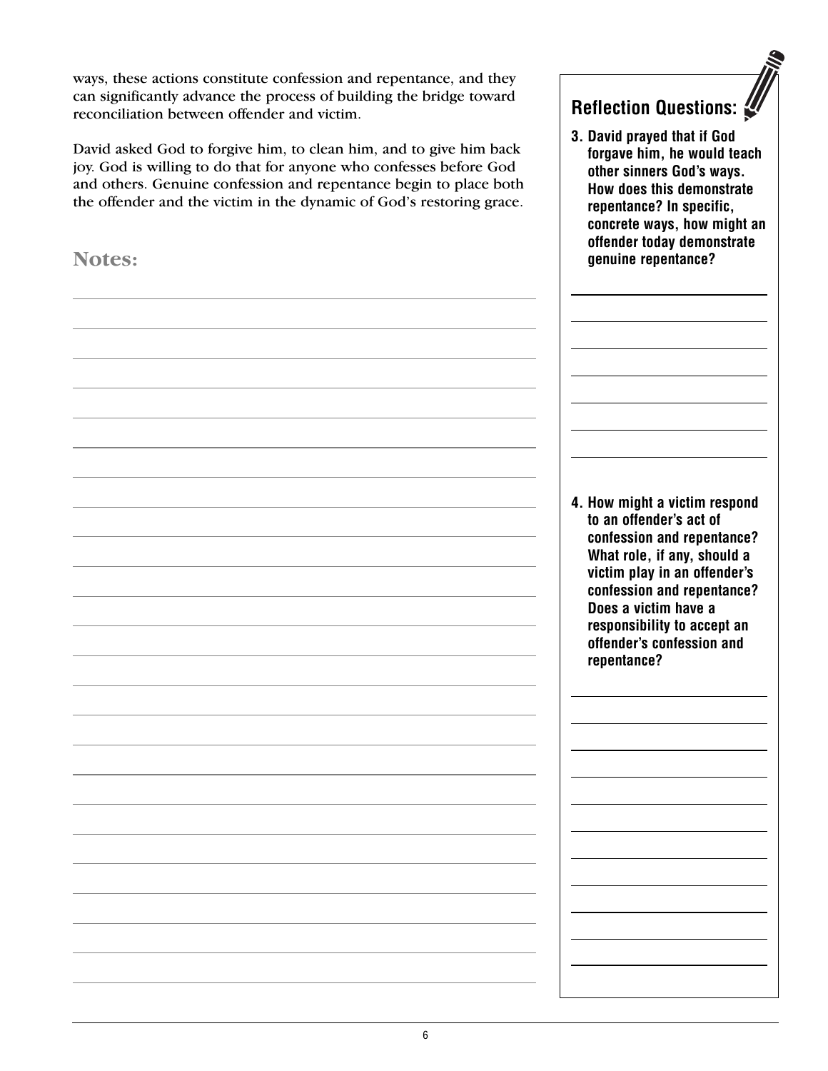ways, these actions constitute confession and repentance, and they can significantly advance the process of building the bridge toward reconciliation between offender and victim.

David asked God to forgive him, to clean him, and to give him back joy. God is willing to do that for anyone who confesses before God and others. Genuine confession and repentance begin to place both the offender and the victim in the dynamic of God's restoring grace.

## Notes:

## Reflection Questions:

**3. David prayed that if God forgave him, he would teach other sinners God's ways. How does this demonstrate repentance? In specific, concrete ways, how might an offender today demonstrate genuine repentance?**

**4. How might a victim respond to an offender's act of confession and repentance? What role, if any, should a victim play in an offender's confession and repentance? Does a victim have a responsibility to accept an offender's confession and repentance?**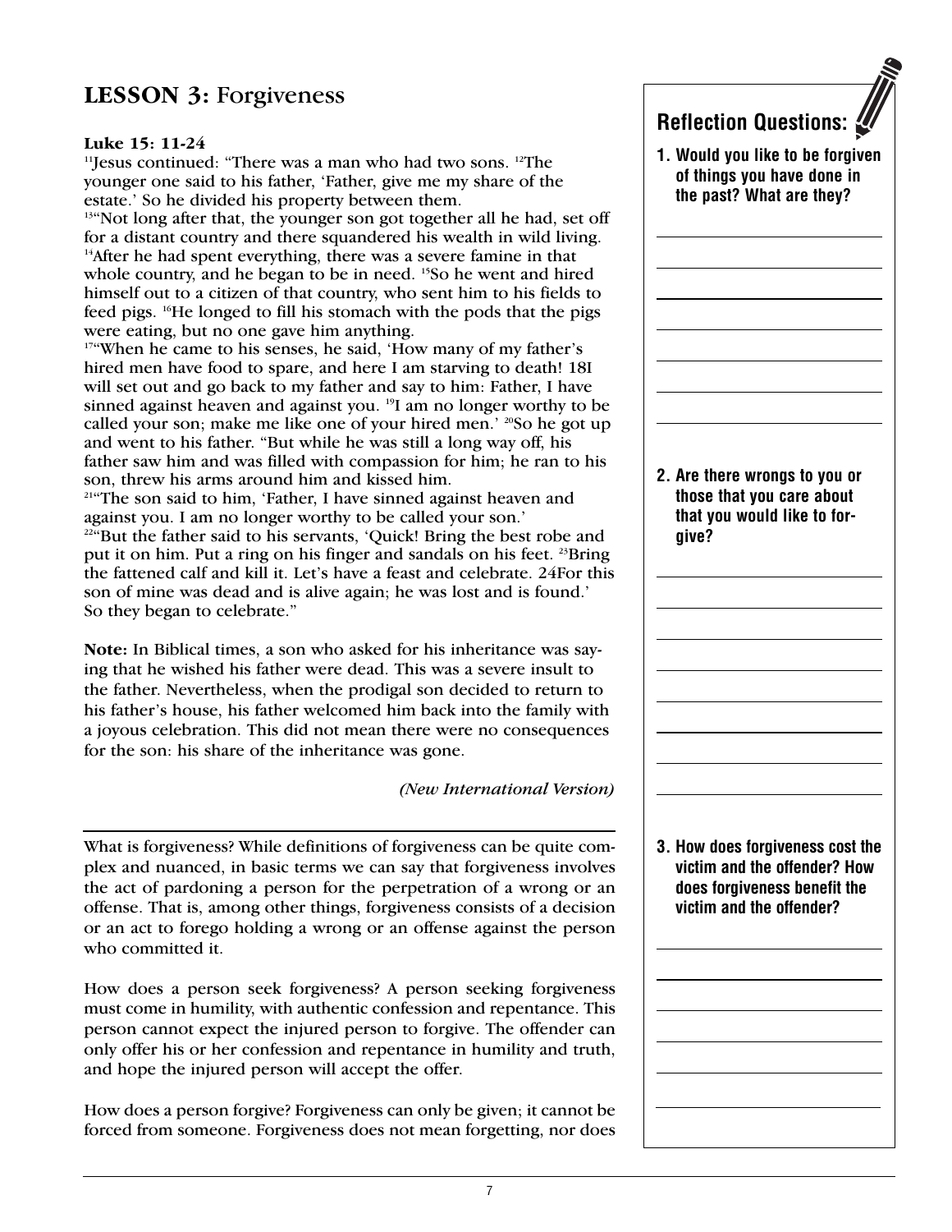## LESSON 3: Forgiveness

**Luke 15: 11-24**

[11]Jesus continued: "There was a man who had two sons. [12]The younger one said to his father, 'Father, give me my share of the estate.' So he divided his property between them.

[13]"Not long after that, the younger son got together all he had, set off for a distant country and there squandered his wealth in wild living. [14]After he had spent everything, there was a severe famine in that whole country, and he began to be in need. [15]So he went and hired himself out to a citizen of that country, who sent him to his fields to feed pigs. [16]He longed to fill his stomach with the pods that the pigs were eating, but no one gave him anything.

[17]"When he came to his senses, he said, 'How many of my father's hired men have food to spare, and here I am starving to death! 18I will set out and go back to my father and say to him: Father, I have sinned against heaven and against you. [19]I am no longer worthy to be called your son; make me like one of your hired men.' [20]So he got up and went to his father. "But while he was still a long way off, his father saw him and was filled with compassion for him; he ran to his son, threw his arms around him and kissed him.

[21]"The son said to him, 'Father, I have sinned against heaven and against you. I am no longer worthy to be called your son.'

[22]"But the father said to his servants, 'Quick! Bring the best robe and put it on him. Put a ring on his finger and sandals on his feet. [23]Bring the fattened calf and kill it. Let's have a feast and celebrate. 24For this son of mine was dead and is alive again; he was lost and is found.' So they began to celebrate."

**Note:** In Biblical times, a son who asked for his inheritance was saying that he wished his father were dead. This was a severe insult to the father. Nevertheless, when the prodigal son decided to return to his father's house, his father welcomed him back into the family with a joyous celebration. This did not mean there were no consequences for the son: his share of the inheritance was gone.

*(New International Version)*

---

What is forgiveness? While definitions of forgiveness can be quite complex and nuanced, in basic terms we can say that forgiveness involves the act of pardoning a person for the perpetration of a wrong or an offense. That is, among other things, forgiveness consists of a decision or an act to forego holding a wrong or an offense against the person who committed it.

How does a person seek forgiveness? A person seeking forgiveness must come in humility, with authentic confession and repentance. This person cannot expect the injured person to forgive. The offender can only offer his or her confession and repentance in humility and truth, and hope the injured person will accept the offer.

How does a person forgive? Forgiveness can only be given; it cannot be forced from someone. Forgiveness does not mean forgetting, nor does

### Reflection Questions:

1. **Would you like to be forgiven of things you have done in the past? What are they?**

2. **Are there wrongs to you or those that you care about that you would like to forgive?**

3. **How does forgiveness cost the victim and the offender? How does forgiveness benefit the victim and the offender?**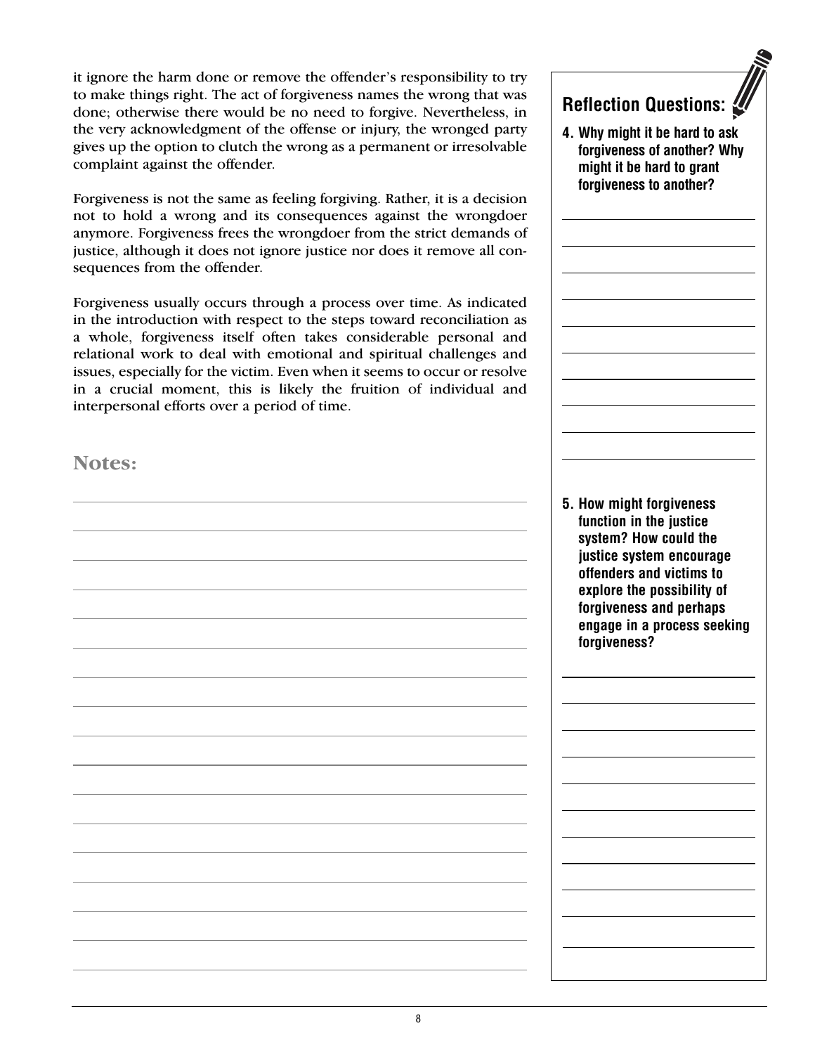it ignore the harm done or remove the offender's responsibility to try to make things right. The act of forgiveness names the wrong that was done; otherwise there would be no need to forgive. Nevertheless, in the very acknowledgment of the offense or injury, the wronged party gives up the option to clutch the wrong as a permanent or irresolvable complaint against the offender.

Forgiveness is not the same as feeling forgiving. Rather, it is a decision not to hold a wrong and its consequences against the wrongdoer anymore. Forgiveness frees the wrongdoer from the strict demands of justice, although it does not ignore justice nor does it remove all consequences from the offender.

Forgiveness usually occurs through a process over time. As indicated in the introduction with respect to the steps toward reconciliation as a whole, forgiveness itself often takes considerable personal and relational work to deal with emotional and spiritual challenges and issues, especially for the victim. Even when it seems to occur or resolve in a crucial moment, this is likely the fruition of individual and interpersonal efforts over a period of time.

## Notes:

## Reflection Questions:

**4. Why might it be hard to ask forgiveness of another? Why might it be hard to grant forgiveness to another?**

**5. How might forgiveness function in the justice system? How could the justice system encourage offenders and victims to explore the possibility of forgiveness and perhaps engage in a process seeking forgiveness?**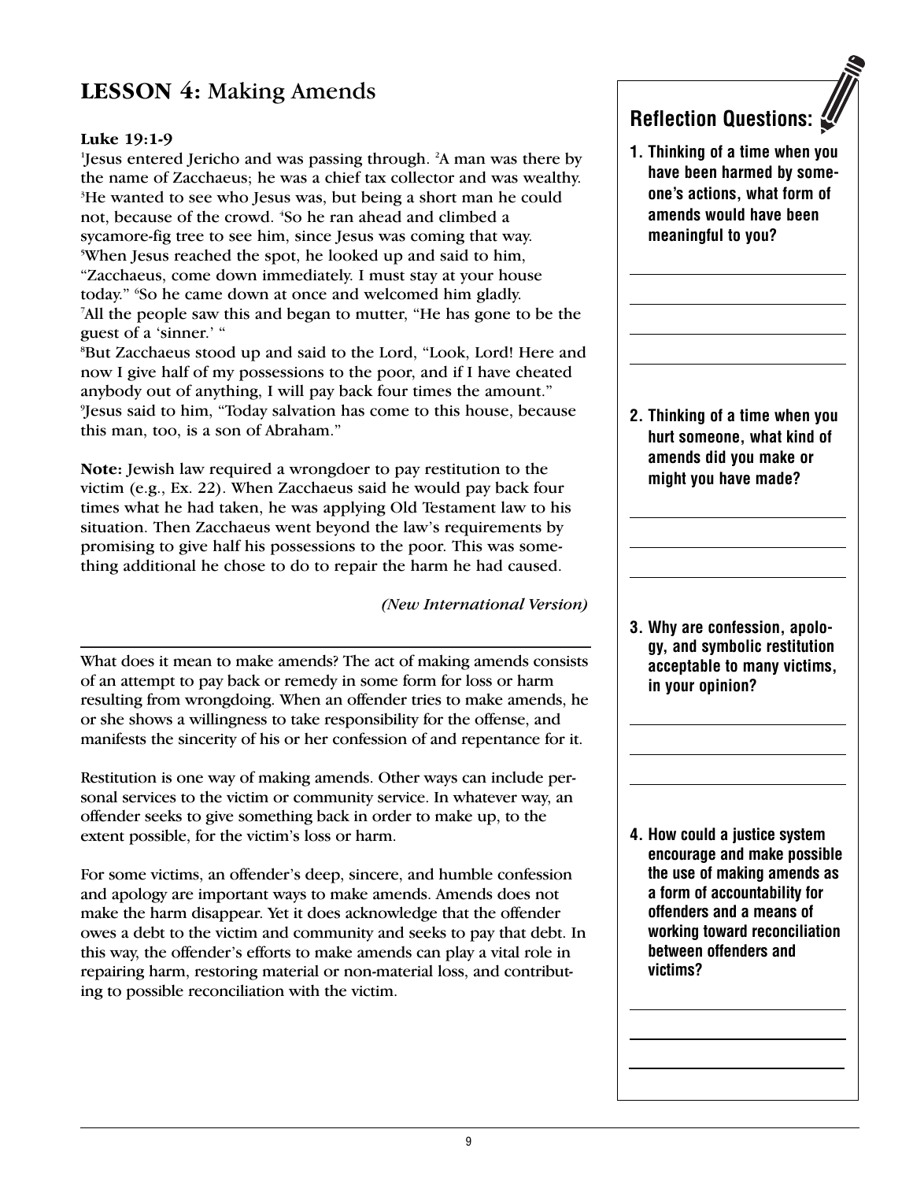## LESSON 4: Making Amends

**Luke 19:1-9**

[1]Jesus entered Jericho and was passing through. [2]A man was there by the name of Zacchaeus; he was a chief tax collector and was wealthy. [3]He wanted to see who Jesus was, but being a short man he could not, because of the crowd. [4]So he ran ahead and climbed a sycamore-fig tree to see him, since Jesus was coming that way. [5]When Jesus reached the spot, he looked up and said to him, "Zacchaeus, come down immediately. I must stay at your house today." [6]So he came down at once and welcomed him gladly. [7]All the people saw this and began to mutter, "He has gone to be the guest of a 'sinner.' "

[8]But Zacchaeus stood up and said to the Lord, "Look, Lord! Here and now I give half of my possessions to the poor, and if I have cheated anybody out of anything, I will pay back four times the amount." [9]Jesus said to him, "Today salvation has come to this house, because this man, too, is a son of Abraham."

**Note:** Jewish law required a wrongdoer to pay restitution to the victim (e.g., Ex. 22). When Zacchaeus said he would pay back four times what he had taken, he was applying Old Testament law to his situation. Then Zacchaeus went beyond the law's requirements by promising to give half his possessions to the poor. This was something additional he chose to do to repair the harm he had caused.

*(New International Version)*

---

What does it mean to make amends? The act of making amends consists of an attempt to pay back or remedy in some form for loss or harm resulting from wrongdoing. When an offender tries to make amends, he or she shows a willingness to take responsibility for the offense, and manifests the sincerity of his or her confession of and repentance for it.

Restitution is one way of making amends. Other ways can include personal services to the victim or community service. In whatever way, an offender seeks to give something back in order to make up, to the extent possible, for the victim's loss or harm.

For some victims, an offender's deep, sincere, and humble confession and apology are important ways to make amends. Amends does not make the harm disappear. Yet it does acknowledge that the offender owes a debt to the victim and community and seeks to pay that debt. In this way, the offender's efforts to make amends can play a vital role in repairing harm, restoring material or non-material loss, and contributing to possible reconciliation with the victim.

### Reflection Questions:

1. **Thinking of a time when you have been harmed by someone's actions, what form of amends would have been meaningful to you?**

2. **Thinking of a time when you hurt someone, what kind of amends did you make or might you have made?**

3. **Why are confession, apology, and symbolic restitution acceptable to many victims, in your opinion?**

4. **How could a justice system encourage and make possible the use of making amends as a form of accountability for offenders and a means of working toward reconciliation between offenders and victims?**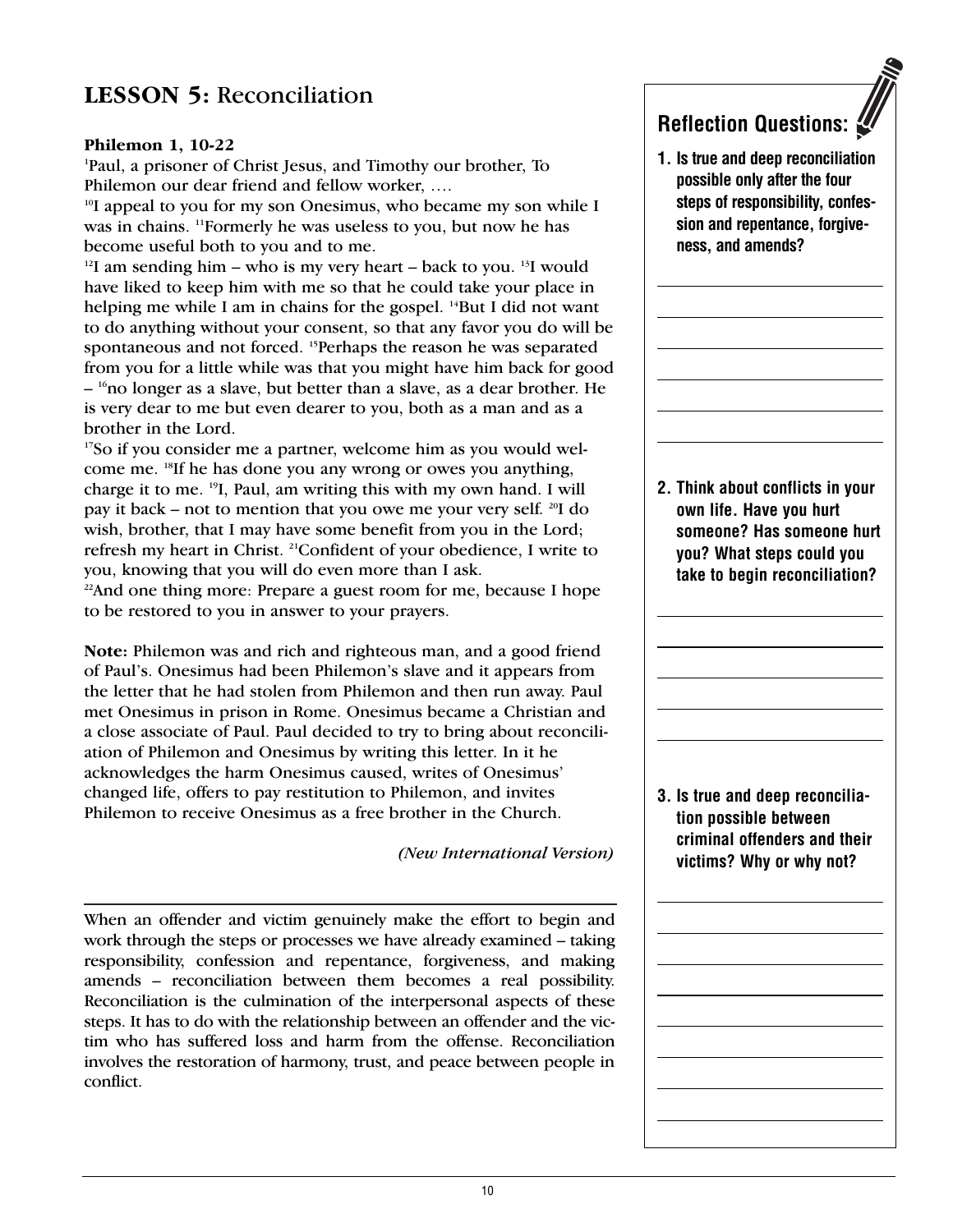## LESSON 5: Reconciliation

**Philemon 1, 10-22**

[1]Paul, a prisoner of Christ Jesus, and Timothy our brother, To Philemon our dear friend and fellow worker, ….

[10]I appeal to you for my son Onesimus, who became my son while I was in chains. [11]Formerly he was useless to you, but now he has become useful both to you and to me.

[12]I am sending him – who is my very heart – back to you. [13]I would have liked to keep him with me so that he could take your place in helping me while I am in chains for the gospel. [14]But I did not want to do anything without your consent, so that any favor you do will be spontaneous and not forced. [15]Perhaps the reason he was separated from you for a little while was that you might have him back for good – [16]no longer as a slave, but better than a slave, as a dear brother. He is very dear to me but even dearer to you, both as a man and as a brother in the Lord.

[17]So if you consider me a partner, welcome him as you would welcome me. [18]If he has done you any wrong or owes you anything, charge it to me. [19]I, Paul, am writing this with my own hand. I will pay it back – not to mention that you owe me your very self. [20]I do wish, brother, that I may have some benefit from you in the Lord; refresh my heart in Christ. [21]Confident of your obedience, I write to you, knowing that you will do even more than I ask.

[22]And one thing more: Prepare a guest room for me, because I hope to be restored to you in answer to your prayers.

**Note:** Philemon was and rich and righteous man, and a good friend of Paul's. Onesimus had been Philemon's slave and it appears from the letter that he had stolen from Philemon and then run away. Paul met Onesimus in prison in Rome. Onesimus became a Christian and a close associate of Paul. Paul decided to try to bring about reconciliation of Philemon and Onesimus by writing this letter. In it he acknowledges the harm Onesimus caused, writes of Onesimus' changed life, offers to pay restitution to Philemon, and invites Philemon to receive Onesimus as a free brother in the Church.

*(New International Version)*

---

When an offender and victim genuinely make the effort to begin and work through the steps or processes we have already examined – taking responsibility, confession and repentance, forgiveness, and making amends – reconciliation between them becomes a real possibility. Reconciliation is the culmination of the interpersonal aspects of these steps. It has to do with the relationship between an offender and the victim who has suffered loss and harm from the offense. Reconciliation involves the restoration of harmony, trust, and peace between people in conflict.

### Reflection Questions:

1. **Is true and deep reconciliation possible only after the four steps of responsibility, confession and repentance, forgiveness, and amends?**

2. **Think about conflicts in your own life. Have you hurt someone? Has someone hurt you? What steps could you take to begin reconciliation?**

3. **Is true and deep reconciliation possible between criminal offenders and their victims? Why or why not?**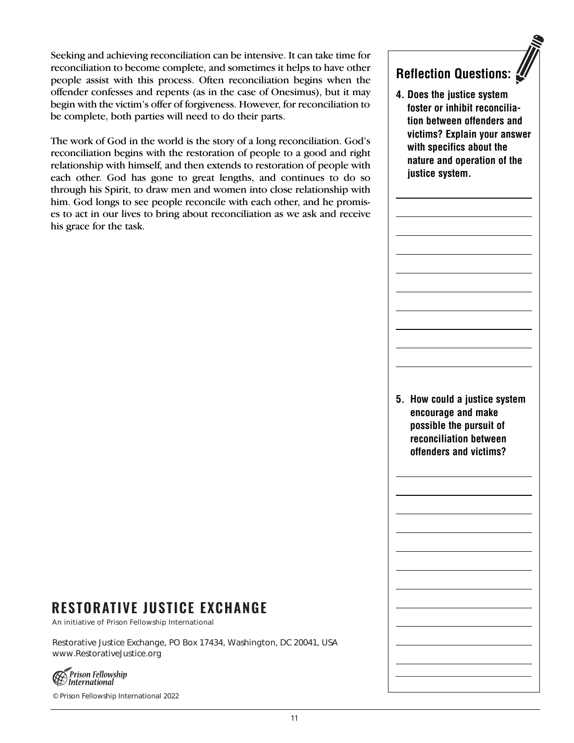Seeking and achieving reconciliation can be intensive. It can take time for reconciliation to become complete, and sometimes it helps to have other people assist with this process. Often reconciliation begins when the offender confesses and repents (as in the case of Onesimus), but it may begin with the victim's offer of forgiveness. However, for reconciliation to be complete, both parties will need to do their parts.

The work of God in the world is the story of a long reconciliation. God's reconciliation begins with the restoration of people to a good and right relationship with himself, and then extends to restoration of people with each other. God has gone to great lengths, and continues to do so through his Spirit, to draw men and women into close relationship with him. God longs to see people reconcile with each other, and he promises to act in our lives to bring about reconciliation as we ask and receive his grace for the task.

## Reflection Questions:

**4. Does the justice system foster or inhibit reconciliation between offenders and victims? Explain your answer with specifics about the nature and operation of the justice system.**

**5. How could a justice system encourage and make possible the pursuit of reconciliation between offenders and victims?**

## RESTORATIVE JUSTICE EXCHANGE

An initiative of Prison Fellowship International

Restorative Justice Exchange, PO Box 17434, Washington, DC 20041, USA
www.RestorativeJustice.org

Prison Fellowship International

© Prison Fellowship International 2022